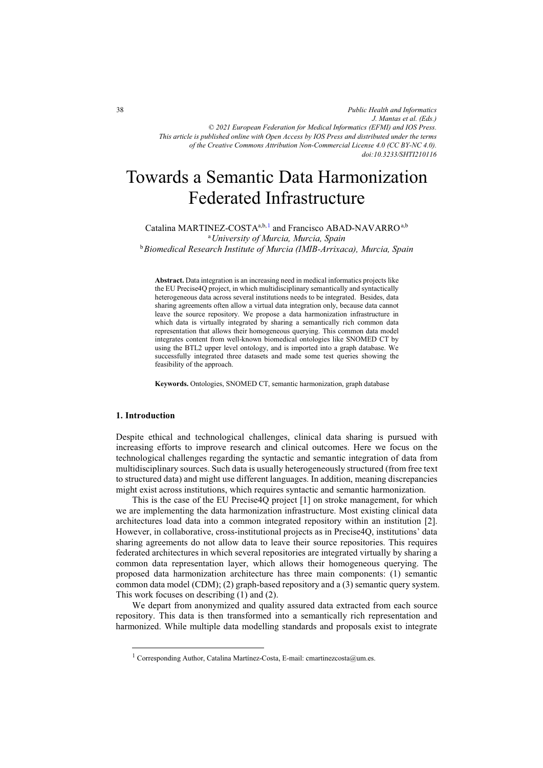# Towards a Semantic Data Harmonization Federated Infrastructure

Catalina MARTINEZ-COSTA[a,b,1] and Francisco ABAD-NAVARRO[a,b]

[a] *University of Murcia, Murcia, Spain*

[b] *Biomedical Research Institute of Murcia (IMIB-Arrixaca), Murcia, Spain*

**Abstract.** Data integration is an increasing need in medical informatics projects like the EU Precise4Q project, in which multidisciplinary semantically and syntactically heterogeneous data across several institutions needs to be integrated. Besides, data sharing agreements often allow a virtual data integration only, because data cannot leave the source repository. We propose a data harmonization infrastructure in which data is virtually integrated by sharing a semantically rich common data representation that allows their homogeneous querying. This common data model integrates content from well-known biomedical ontologies like SNOMED CT by using the BTL2 upper level ontology, and is imported into a graph database. We successfully integrated three datasets and made some test queries showing the feasibility of the approach.

**Keywords.** Ontologies, SNOMED CT, semantic harmonization, graph database

## 1. Introduction

Despite ethical and technological challenges, clinical data sharing is pursued with increasing efforts to improve research and clinical outcomes. Here we focus on the technological challenges regarding the syntactic and semantic integration of data from multidisciplinary sources. Such data is usually heterogeneously structured (from free text to structured data) and might use different languages. In addition, meaning discrepancies might exist across institutions, which requires syntactic and semantic harmonization.

This is the case of the EU Precise4Q project [1] on stroke management, for which we are implementing the data harmonization infrastructure. Most existing clinical data architectures load data into a common integrated repository within an institution [2]. However, in collaborative, cross-institutional projects as in Precise4Q, institutions' data sharing agreements do not allow data to leave their source repositories. This requires federated architectures in which several repositories are integrated virtually by sharing a common data representation layer, which allows their homogeneous querying. The proposed data harmonization architecture has three main components: (1) semantic common data model (CDM); (2) graph-based repository and a (3) semantic query system. This work focuses on describing (1) and (2).

We depart from anonymized and quality assured data extracted from each source repository. This data is then transformed into a semantically rich representation and harmonized. While multiple data modelling standards and proposals exist to integrate

[1] Corresponding Author, Catalina Martínez-Costa, E-mail: cmartinezcosta@um.es.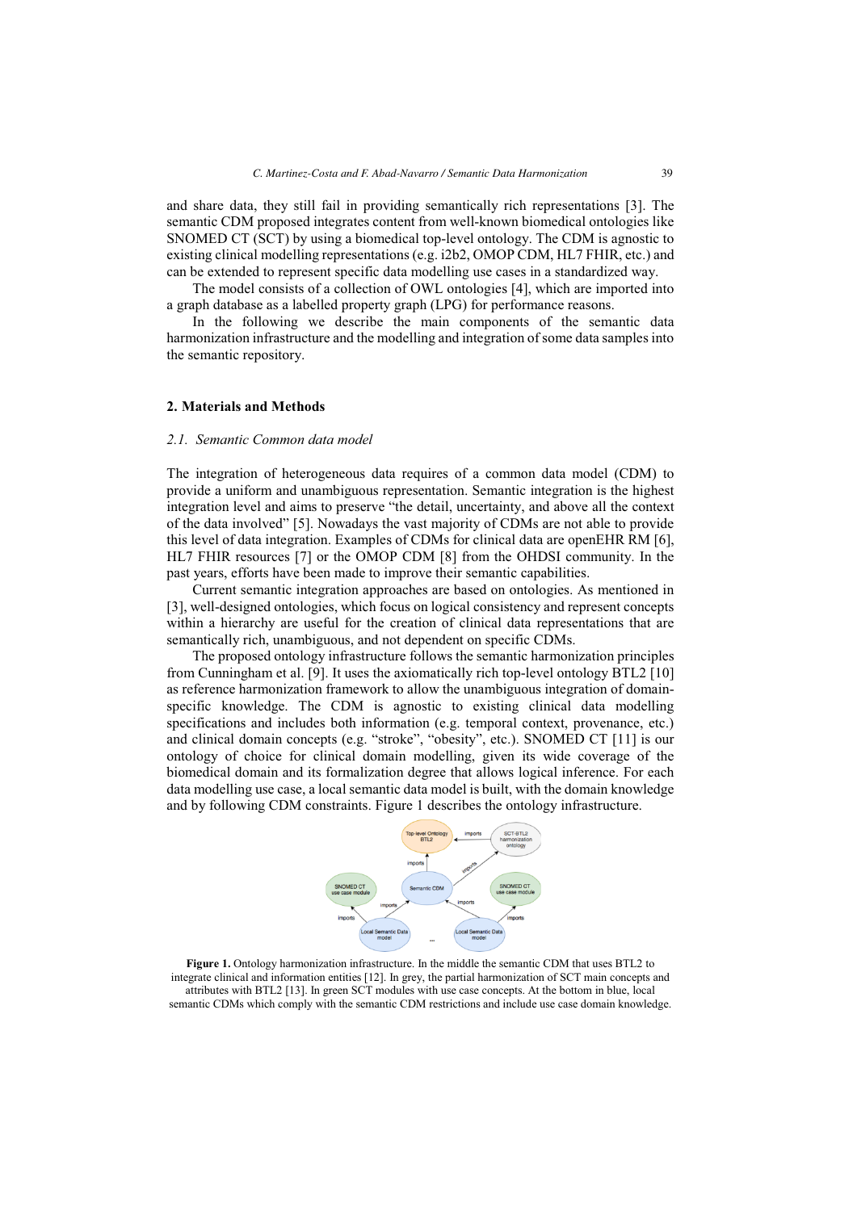and share data, they still fail in providing semantically rich representations [3]. The semantic CDM proposed integrates content from well-known biomedical ontologies like SNOMED CT (SCT) by using a biomedical top-level ontology. The CDM is agnostic to existing clinical modelling representations (e.g. i2b2, OMOP CDM, HL7 FHIR, etc.) and can be extended to represent specific data modelling use cases in a standardized way.

The model consists of a collection of OWL ontologies [4], which are imported into a graph database as a labelled property graph (LPG) for performance reasons.

In the following we describe the main components of the semantic data harmonization infrastructure and the modelling and integration of some data samples into the semantic repository.

## 2. Materials and Methods

### *2.1. Semantic Common data model*

The integration of heterogeneous data requires of a common data model (CDM) to provide a uniform and unambiguous representation. Semantic integration is the highest integration level and aims to preserve "the detail, uncertainty, and above all the context of the data involved" [5]. Nowadays the vast majority of CDMs are not able to provide this level of data integration. Examples of CDMs for clinical data are openEHR RM [6], HL7 FHIR resources [7] or the OMOP CDM [8] from the OHDSI community. In the past years, efforts have been made to improve their semantic capabilities.

Current semantic integration approaches are based on ontologies. As mentioned in [3], well-designed ontologies, which focus on logical consistency and represent concepts within a hierarchy are useful for the creation of clinical data representations that are semantically rich, unambiguous, and not dependent on specific CDMs.

The proposed ontology infrastructure follows the semantic harmonization principles from Cunningham et al. [9]. It uses the axiomatically rich top-level ontology BTL2 [10] as reference harmonization framework to allow the unambiguous integration of domain-specific knowledge. The CDM is agnostic to existing clinical data modelling specifications and includes both information (e.g. temporal context, provenance, etc.) and clinical domain concepts (e.g. "stroke", "obesity", etc.). SNOMED CT [11] is our ontology of choice for clinical domain modelling, given its wide coverage of the biomedical domain and its formalization degree that allows logical inference. For each data modelling use case, a local semantic data model is built, with the domain knowledge and by following CDM constraints. Figure 1 describes the ontology infrastructure.

**Figure 1.** Ontology harmonization infrastructure. In the middle the semantic CDM that uses BTL2 to integrate clinical and information entities [12]. In grey, the partial harmonization of SCT main concepts and attributes with BTL2 [13]. In green SCT modules with use case concepts. At the bottom in blue, local semantic CDMs which comply with the semantic CDM restrictions and include use case domain knowledge.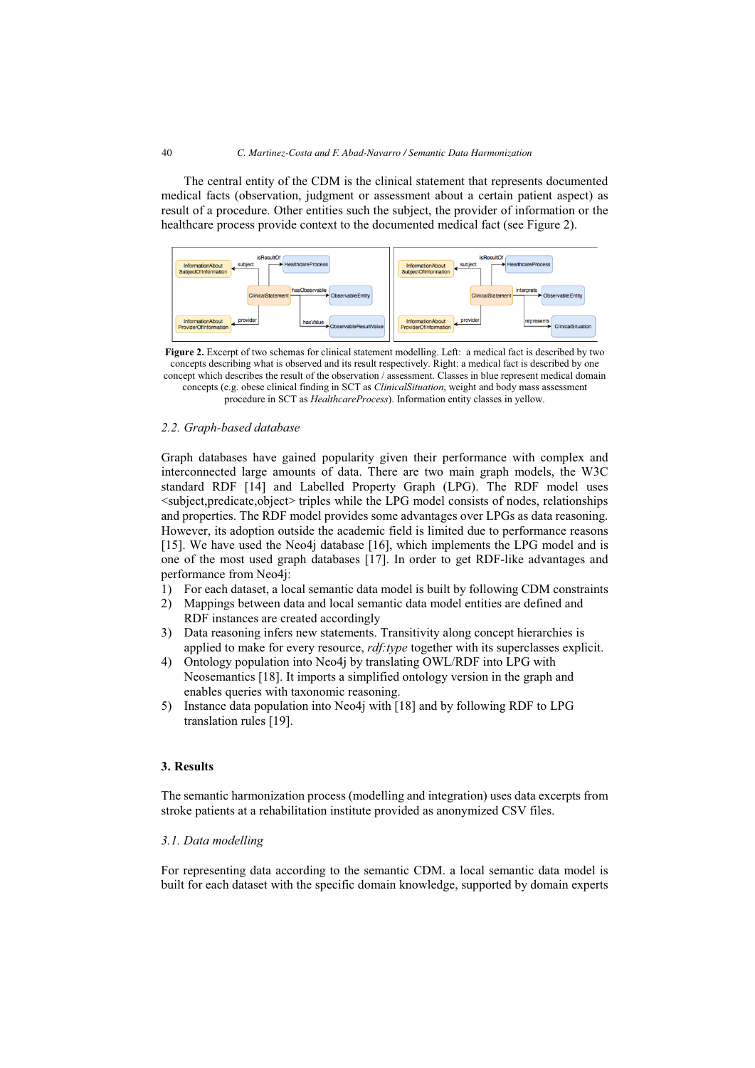The central entity of the CDM is the clinical statement that represents documented medical facts (observation, judgment or assessment about a certain patient aspect) as result of a procedure. Other entities such the subject, the provider of information or the healthcare process provide context to the documented medical fact (see Figure 2).

**Figure 2.** Excerpt of two schemas for clinical statement modelling. Left: a medical fact is described by two concepts describing what is observed and its result respectively. Right: a medical fact is described by one concept which describes the result of the observation / assessment. Classes in blue represent medical domain concepts (e.g. obese clinical finding in SCT as *ClinicalSituation*, weight and body mass assessment procedure in SCT as *HealthcareProcess*). Information entity classes in yellow.

### 2.2. Graph-based database

Graph databases have gained popularity given their performance with complex and interconnected large amounts of data. There are two main graph models, the W3C standard RDF [14] and Labelled Property Graph (LPG). The RDF model uses <subject,predicate,object> triples while the LPG model consists of nodes, relationships and properties. The RDF model provides some advantages over LPGs as data reasoning. However, its adoption outside the academic field is limited due to performance reasons [15]. We have used the Neo4j database [16], which implements the LPG model and is one of the most used graph databases [17]. In order to get RDF-like advantages and performance from Neo4j:

1) For each dataset, a local semantic data model is built by following CDM constraints
2) Mappings between data and local semantic data model entities are defined and RDF instances are created accordingly
3) Data reasoning infers new statements. Transitivity along concept hierarchies is applied to make for every resource, *rdf:type* together with its superclasses explicit.
4) Ontology population into Neo4j by translating OWL/RDF into LPG with Neosemantics [18]. It imports a simplified ontology version in the graph and enables queries with taxonomic reasoning.
5) Instance data population into Neo4j with [18] and by following RDF to LPG translation rules [19].

## 3. Results

The semantic harmonization process (modelling and integration) uses data excerpts from stroke patients at a rehabilitation institute provided as anonymized CSV files.

### 3.1. Data modelling

For representing data according to the semantic CDM. a local semantic data model is built for each dataset with the specific domain knowledge, supported by domain experts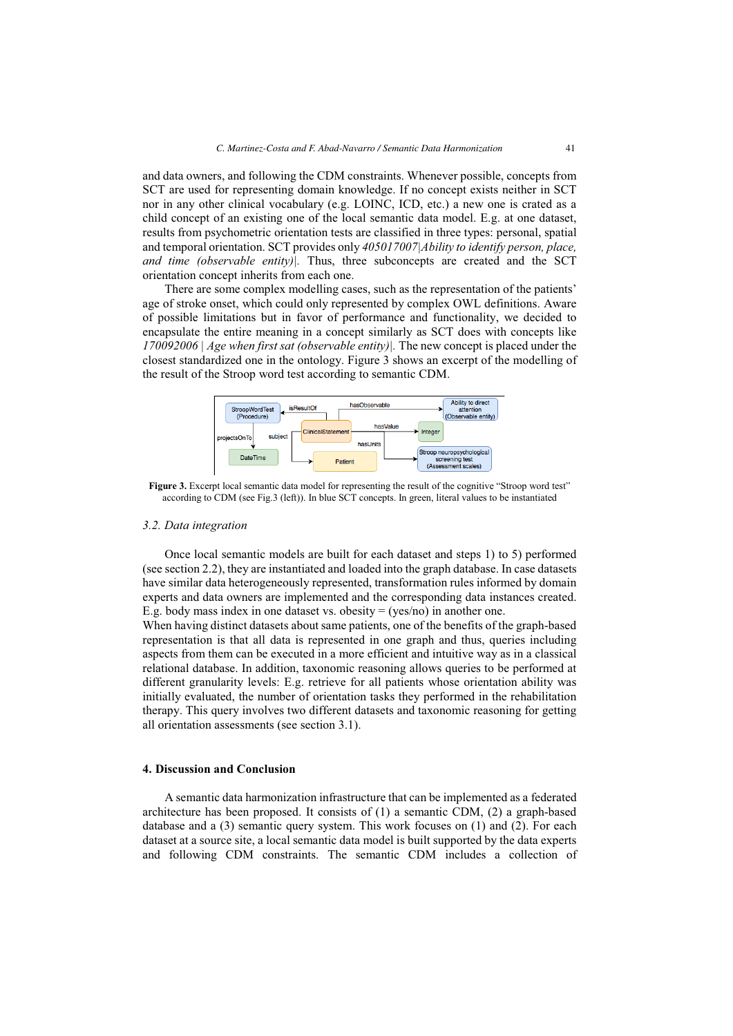and data owners, and following the CDM constraints. Whenever possible, concepts from SCT are used for representing domain knowledge. If no concept exists neither in SCT nor in any other clinical vocabulary (e.g. LOINC, ICD, etc.) a new one is crated as a child concept of an existing one of the local semantic data model. E.g. at one dataset, results from psychometric orientation tests are classified in three types: personal, spatial and temporal orientation. SCT provides only *405017007|Ability to identify person, place, and time (observable entity)|*. Thus, three subconcepts are created and the SCT orientation concept inherits from each one.

There are some complex modelling cases, such as the representation of the patients' age of stroke onset, which could only represented by complex OWL definitions. Aware of possible limitations but in favor of performance and functionality, we decided to encapsulate the entire meaning in a concept similarly as SCT does with concepts like *170092006 | Age when first sat (observable entity)|*. The new concept is placed under the closest standardized one in the ontology. Figure 3 shows an excerpt of the modelling of the result of the Stroop word test according to semantic CDM.

**Figure 3.** Excerpt local semantic data model for representing the result of the cognitive "Stroop word test" according to CDM (see Fig.3 (left)). In blue SCT concepts. In green, literal values to be instantiated

### 3.2. Data integration

Once local semantic models are built for each dataset and steps 1) to 5) performed (see section 2.2), they are instantiated and loaded into the graph database. In case datasets have similar data heterogeneously represented, transformation rules informed by domain experts and data owners are implemented and the corresponding data instances created. E.g. body mass index in one dataset vs. obesity = (yes/no) in another one.
When having distinct datasets about same patients, one of the benefits of the graph-based representation is that all data is represented in one graph and thus, queries including aspects from them can be executed in a more efficient and intuitive way as in a classical relational database. In addition, taxonomic reasoning allows queries to be performed at different granularity levels: E.g. retrieve for all patients whose orientation ability was initially evaluated, the number of orientation tasks they performed in the rehabilitation therapy. This query involves two different datasets and taxonomic reasoning for getting all orientation assessments (see section 3.1).

## 4. Discussion and Conclusion

A semantic data harmonization infrastructure that can be implemented as a federated architecture has been proposed. It consists of (1) a semantic CDM, (2) a graph-based database and a (3) semantic query system. This work focuses on (1) and (2). For each dataset at a source site, a local semantic data model is built supported by the data experts and following CDM constraints. The semantic CDM includes a collection of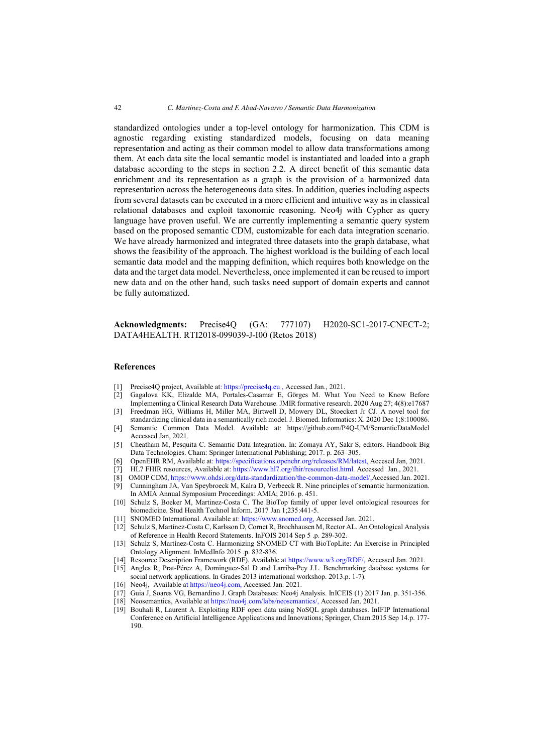standardized ontologies under a top-level ontology for harmonization. This CDM is agnostic regarding existing standardized models, focusing on data meaning representation and acting as their common model to allow data transformations among them. At each data site the local semantic model is instantiated and loaded into a graph database according to the steps in section 2.2. A direct benefit of this semantic data enrichment and its representation as a graph is the provision of a harmonized data representation across the heterogeneous data sites. In addition, queries including aspects from several datasets can be executed in a more efficient and intuitive way as in classical relational databases and exploit taxonomic reasoning. Neo4j with Cypher as query language have proven useful. We are currently implementing a semantic query system based on the proposed semantic CDM, customizable for each data integration scenario. We have already harmonized and integrated three datasets into the graph database, what shows the feasibility of the approach. The highest workload is the building of each local semantic data model and the mapping definition, which requires both knowledge on the data and the target data model. Nevertheless, once implemented it can be reused to import new data and on the other hand, such tasks need support of domain experts and cannot be fully automatized.

**Acknowledgments:** Precise4Q (GA: 777107) H2020-SC1-2017-CNECT-2; DATA4HEALTH. RTI2018-099039-J-I00 (Retos 2018)

## References

[1] Precise4Q project, Available at: https://precise4q.eu , Accessed Jan., 2021.
[2] Gagalova KK, Elizalde MA, Portales-Casamar E, Görges M. What You Need to Know Before Implementing a Clinical Research Data Warehouse. JMIR formative research. 2020 Aug 27; 4(8):e17687
[3] Freedman HG, Williams H, Miller MA, Birtwell D, Mowery DL, Stoeckert Jr CJ. A novel tool for standardizing clinical data in a semantically rich model. J. Biomed. Informatics: X. 2020 Dec 1;8:100086.
[4] Semantic Common Data Model. Available at: https://github.com/P4Q-UM/SemanticDataModel Accessed Jan, 2021.
[5] Cheatham M, Pesquita C. Semantic Data Integration. In: Zomaya AY, Sakr S, editors. Handbook Big Data Technologies. Cham: Springer International Publishing; 2017. p. 263–305.
[6] OpenEHR RM, Available at: https://specifications.openehr.org/releases/RM/latest, Accesed Jan, 2021.
[7] HL7 FHIR resources, Available at: https://www.hl7.org/fhir/resourcelist.html. Accessed Jan., 2021.
[8] OMOP CDM, https://www.ohdsi.org/data-standardization/the-common-data-model/,Accessed Jan. 2021.
[9] Cunningham JA, Van Speybroeck M, Kalra D, Verbeeck R. Nine principles of semantic harmonization. In AMIA Annual Symposium Proceedings: AMIA; 2016. p. 451.
[10] Schulz S, Boeker M, Martinez-Costa C. The BioTop family of upper level ontological resources for biomedicine. Stud Health Technol Inform. 2017 Jan 1;235:441-5.
[11] SNOMED International. Available at: https://www.snomed.org, Accessed Jan. 2021.
[12] Schulz S, Martínez-Costa C, Karlsson D, Cornet R, Brochhausen M, Rector AL. An Ontological Analysis of Reference in Health Record Statements. InFOIS 2014 Sep 5 .p. 289-302.
[13] Schulz S, Martínez-Costa C. Harmonizing SNOMED CT with BioTopLite: An Exercise in Principled Ontology Alignment. InMedInfo 2015 .p. 832-836.
[14] Resource Description Framework (RDF). Available at https://www.w3.org/RDF/, Accessed Jan. 2021.
[15] Angles R, Prat-Pérez A, Dominguez-Sal D and Larriba-Pey J.L. Benchmarking database systems for social network applications. In Grades 2013 international workshop. 2013.p. 1-7).
[16] Neo4j, Available at https://neo4j.com, Accessed Jan. 2021.
[17] Guia J, Soares VG, Bernardino J. Graph Databases: Neo4j Analysis. InICEIS (1) 2017 Jan. p. 351-356.
[18] Neosemantics, Available at https://neo4j.com/labs/neosemantics/, Accessed Jan. 2021.
[19] Bouhali R, Laurent A. Exploiting RDF open data using NoSQL graph databases. InIFIP International Conference on Artificial Intelligence Applications and Innovations; Springer, Cham.2015 Sep 14.p. 177-190.